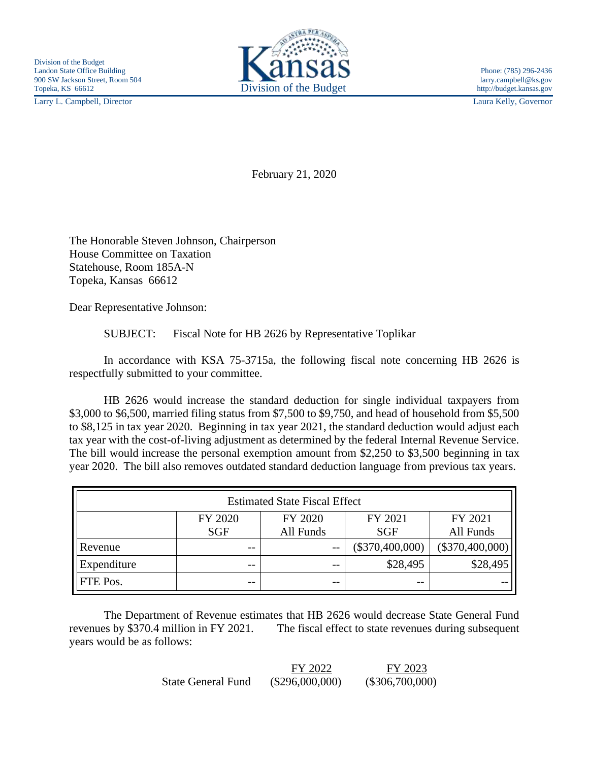Division of the Budget
Landon State Office Building
900 SW Jackson Street, Room 504
Topeka, KS 66612
Larry L. Campbell, Director

Kansas
Division of the Budget

Phone: (785) 296-2436
larry.campbell@ks.gov
http://budget.kansas.gov
Laura Kelly, Governor

February 21, 2020

The Honorable Steven Johnson, Chairperson
House Committee on Taxation
Statehouse, Room 185A-N
Topeka, Kansas 66612

Dear Representative Johnson:

SUBJECT: Fiscal Note for HB 2626 by Representative Toplikar

In accordance with KSA 75-3715a, the following fiscal note concerning HB 2626 is respectfully submitted to your committee.

HB 2626 would increase the standard deduction for single individual taxpayers from $3,000 to $6,500, married filing status from $7,500 to $9,750, and head of household from $5,500 to $8,125 in tax year 2020. Beginning in tax year 2021, the standard deduction would adjust each tax year with the cost-of-living adjustment as determined by the federal Internal Revenue Service. The bill would increase the personal exemption amount from $2,250 to $3,500 beginning in tax year 2020. The bill also removes outdated standard deduction language from previous tax years.

| Estimated State Fiscal Effect | | | | |
|---|---|---|---|---|
| | FY 2020 SGF | FY 2020 All Funds | FY 2021 SGF | FY 2021 All Funds |
| Revenue | -- | -- | ($370,400,000) | ($370,400,000) |
| Expenditure | -- | -- | $28,495 | $28,495 |
| FTE Pos. | -- | -- | -- | -- |

The Department of Revenue estimates that HB 2626 would decrease State General Fund revenues by $370.4 million in FY 2021. The fiscal effect to state revenues during subsequent years would be as follows:

| | FY 2022 | FY 2023 |
|---|---|---|
| State General Fund | ($296,000,000) | ($306,700,000) |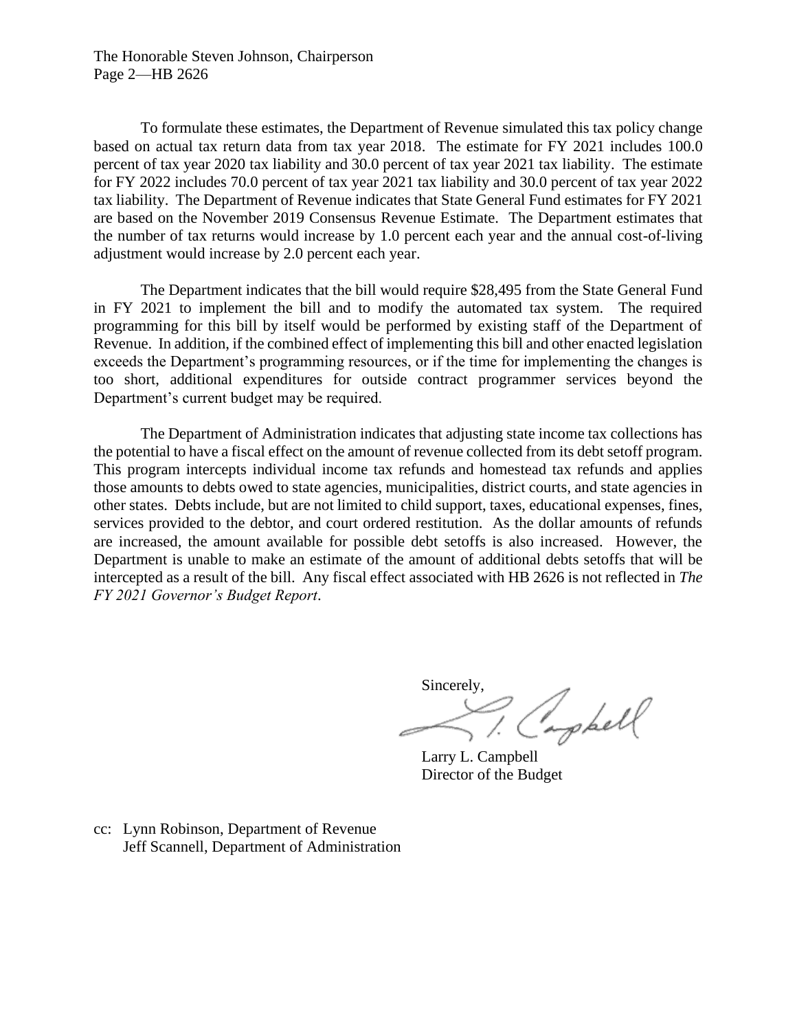To formulate these estimates, the Department of Revenue simulated this tax policy change based on actual tax return data from tax year 2018. The estimate for FY 2021 includes 100.0 percent of tax year 2020 tax liability and 30.0 percent of tax year 2021 tax liability. The estimate for FY 2022 includes 70.0 percent of tax year 2021 tax liability and 30.0 percent of tax year 2022 tax liability. The Department of Revenue indicates that State General Fund estimates for FY 2021 are based on the November 2019 Consensus Revenue Estimate. The Department estimates that the number of tax returns would increase by 1.0 percent each year and the annual cost-of-living adjustment would increase by 2.0 percent each year.

The Department indicates that the bill would require $28,495 from the State General Fund in FY 2021 to implement the bill and to modify the automated tax system. The required programming for this bill by itself would be performed by existing staff of the Department of Revenue. In addition, if the combined effect of implementing this bill and other enacted legislation exceeds the Department's programming resources, or if the time for implementing the changes is too short, additional expenditures for outside contract programmer services beyond the Department's current budget may be required.

The Department of Administration indicates that adjusting state income tax collections has the potential to have a fiscal effect on the amount of revenue collected from its debt setoff program. This program intercepts individual income tax refunds and homestead tax refunds and applies those amounts to debts owed to state agencies, municipalities, district courts, and state agencies in other states. Debts include, but are not limited to child support, taxes, educational expenses, fines, services provided to the debtor, and court ordered restitution. As the dollar amounts of refunds are increased, the amount available for possible debt setoffs is also increased. However, the Department is unable to make an estimate of the amount of additional debts setoffs that will be intercepted as a result of the bill. Any fiscal effect associated with HB 2626 is not reflected in *The FY 2021 Governor's Budget Report*.

Sincerely,

Larry L. Campbell
Director of the Budget

cc: Lynn Robinson, Department of Revenue
Jeff Scannell, Department of Administration